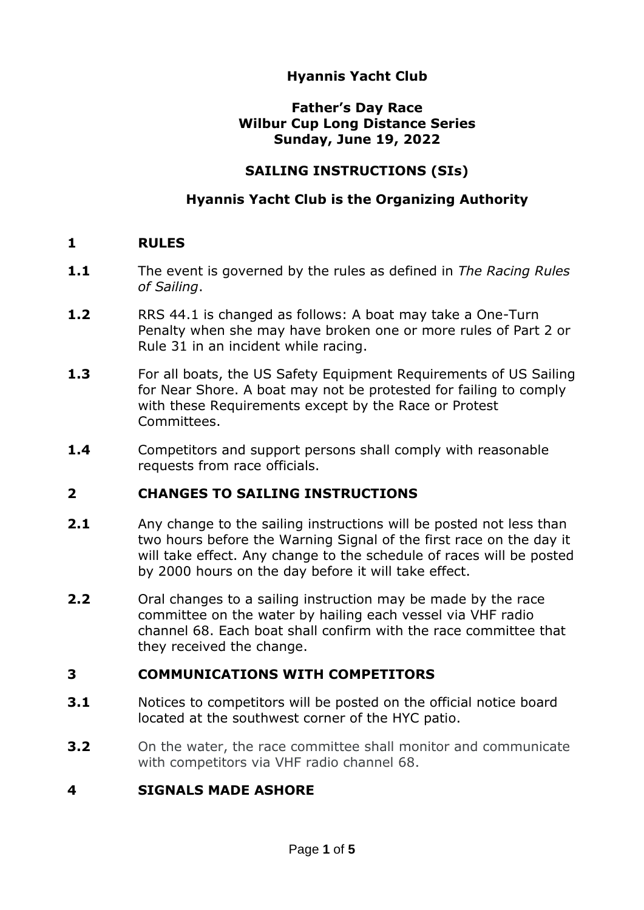**Hyannis Yacht Club**

**Father's Day Race**
**Wilbur Cup Long Distance Series**
**Sunday, June 19, 2022**

**SAILING INSTRUCTIONS (SIs)**

**Hyannis Yacht Club is the Organizing Authority**

## 1 RULES

**1.1** The event is governed by the rules as defined in *The Racing Rules of Sailing*.

**1.2** RRS 44.1 is changed as follows: A boat may take a One-Turn Penalty when she may have broken one or more rules of Part 2 or Rule 31 in an incident while racing.

**1.3** For all boats, the US Safety Equipment Requirements of US Sailing for Near Shore. A boat may not be protested for failing to comply with these Requirements except by the Race or Protest Committees.

**1.4** Competitors and support persons shall comply with reasonable requests from race officials.

## 2 CHANGES TO SAILING INSTRUCTIONS

**2.1** Any change to the sailing instructions will be posted not less than two hours before the Warning Signal of the first race on the day it will take effect. Any change to the schedule of races will be posted by 2000 hours on the day before it will take effect.

**2.2** Oral changes to a sailing instruction may be made by the race committee on the water by hailing each vessel via VHF radio channel 68. Each boat shall confirm with the race committee that they received the change.

## 3 COMMUNICATIONS WITH COMPETITORS

**3.1** Notices to competitors will be posted on the official notice board located at the southwest corner of the HYC patio.

**3.2** On the water, the race committee shall monitor and communicate with competitors via VHF radio channel 68.

## 4 SIGNALS MADE ASHORE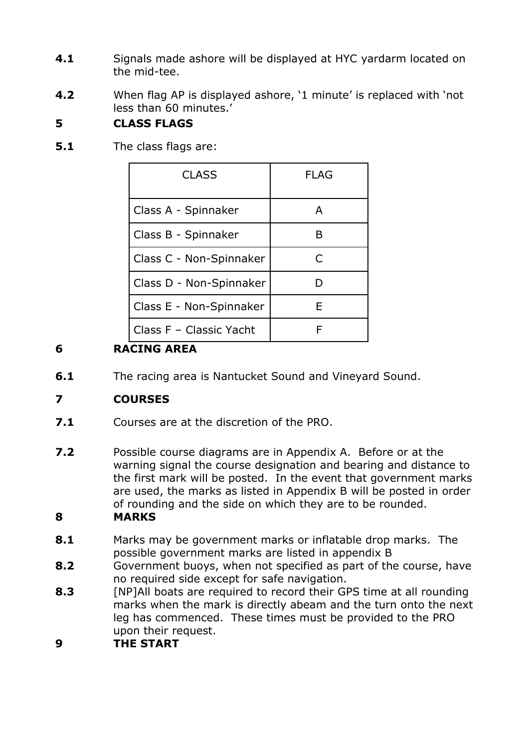**4.1** Signals made ashore will be displayed at HYC yardarm located on the mid-tee.

**4.2** When flag AP is displayed ashore, '1 minute' is replaced with 'not less than 60 minutes.'

## 5 CLASS FLAGS

**5.1** The class flags are:

| CLASS | FLAG |
|---|---|
| Class A - Spinnaker | A |
| Class B - Spinnaker | B |
| Class C - Non-Spinnaker | C |
| Class D - Non-Spinnaker | D |
| Class E - Non-Spinnaker | E |
| Class F – Classic Yacht | F |

## 6 RACING AREA

**6.1** The racing area is Nantucket Sound and Vineyard Sound.

## 7 COURSES

**7.1** Courses are at the discretion of the PRO.

**7.2** Possible course diagrams are in Appendix A. Before or at the warning signal the course designation and bearing and distance to the first mark will be posted. In the event that government marks are used, the marks as listed in Appendix B will be posted in order of rounding and the side on which they are to be rounded.

## 8 MARKS

**8.1** Marks may be government marks or inflatable drop marks. The possible government marks are listed in appendix B

**8.2** Government buoys, when not specified as part of the course, have no required side except for safe navigation.

**8.3** [NP]All boats are required to record their GPS time at all rounding marks when the mark is directly abeam and the turn onto the next leg has commenced. These times must be provided to the PRO upon their request.

## 9 THE START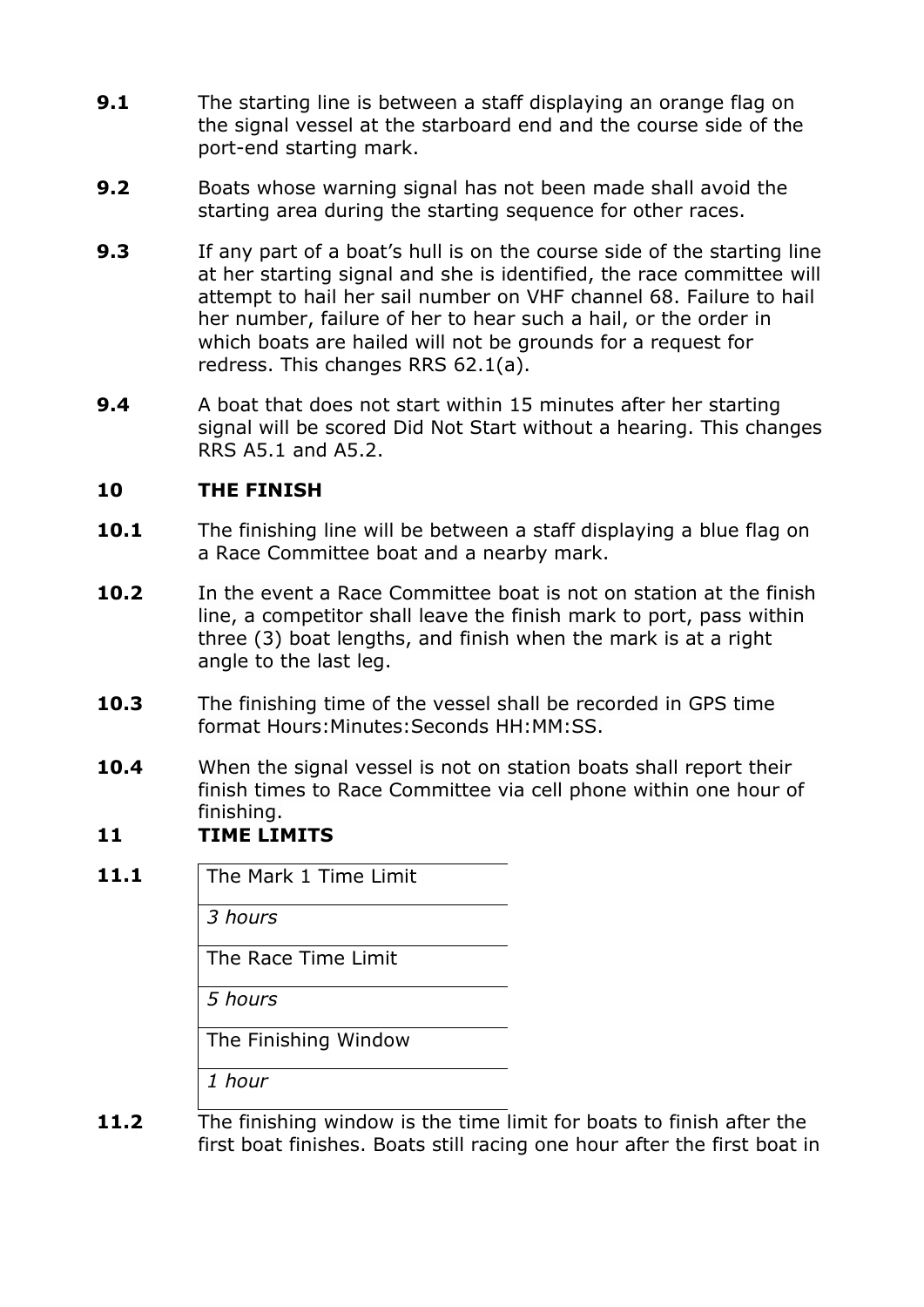**9.1** The starting line is between a staff displaying an orange flag on the signal vessel at the starboard end and the course side of the port-end starting mark.

**9.2** Boats whose warning signal has not been made shall avoid the starting area during the starting sequence for other races.

**9.3** If any part of a boat's hull is on the course side of the starting line at her starting signal and she is identified, the race committee will attempt to hail her sail number on VHF channel 68. Failure to hail her number, failure of her to hear such a hail, or the order in which boats are hailed will not be grounds for a request for redress. This changes RRS 62.1(a).

**9.4** A boat that does not start within 15 minutes after her starting signal will be scored Did Not Start without a hearing. This changes RRS A5.1 and A5.2.

## 10 THE FINISH

**10.1** The finishing line will be between a staff displaying a blue flag on a Race Committee boat and a nearby mark.

**10.2** In the event a Race Committee boat is not on station at the finish line, a competitor shall leave the finish mark to port, pass within three (3) boat lengths, and finish when the mark is at a right angle to the last leg.

**10.3** The finishing time of the vessel shall be recorded in GPS time format Hours:Minutes:Seconds HH:MM:SS.

**10.4** When the signal vessel is not on station boats shall report their finish times to Race Committee via cell phone within one hour of finishing.

## 11 TIME LIMITS

**11.1**

| |
|---|
| The Mark 1 Time Limit |
| *3 hours* |
| The Race Time Limit |
| *5 hours* |
| The Finishing Window |
| *1 hour* |

**11.2** The finishing window is the time limit for boats to finish after the first boat finishes. Boats still racing one hour after the first boat in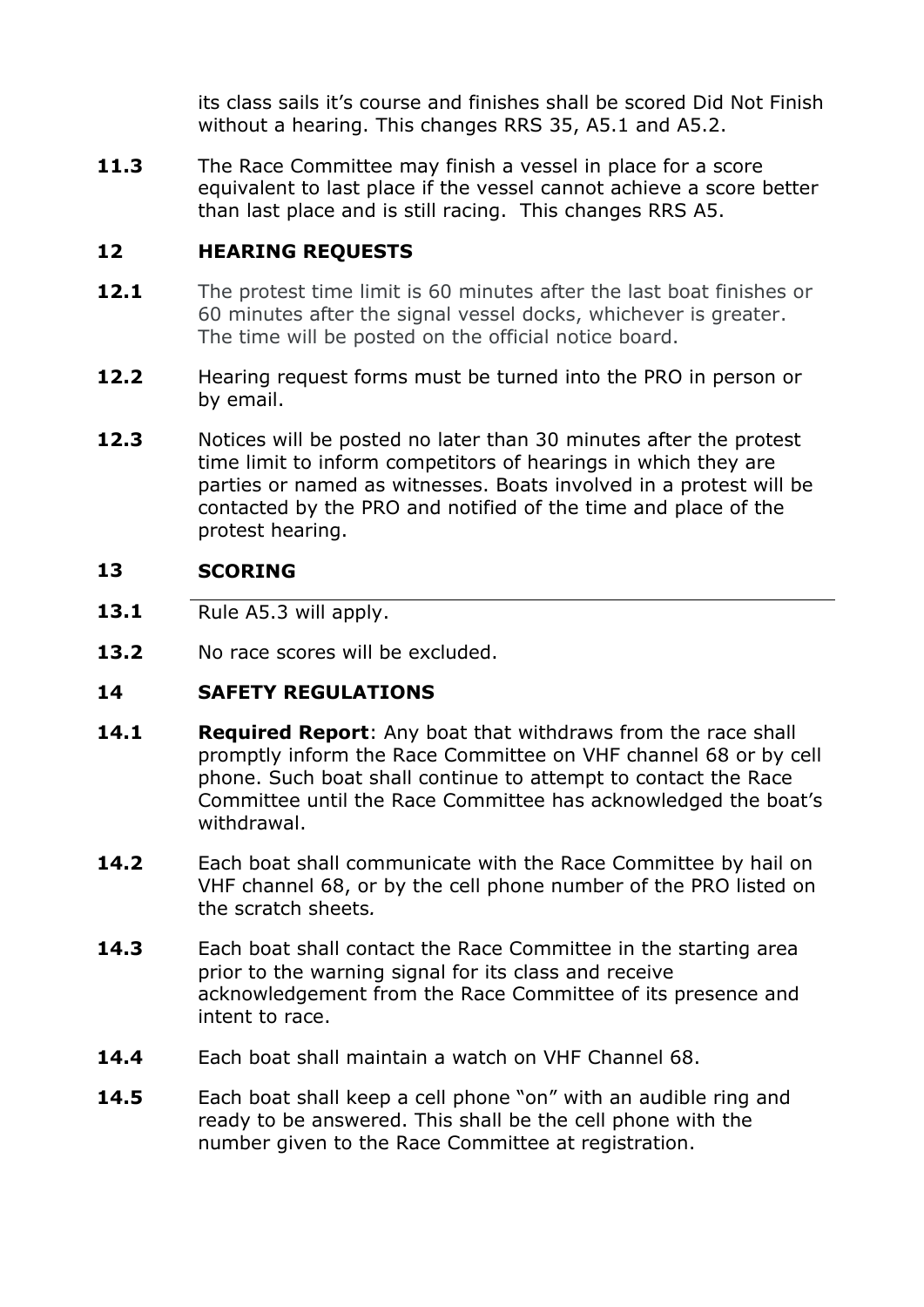its class sails it's course and finishes shall be scored Did Not Finish without a hearing. This changes RRS 35, A5.1 and A5.2.

**11.3** The Race Committee may finish a vessel in place for a score equivalent to last place if the vessel cannot achieve a score better than last place and is still racing. This changes RRS A5.

## 12 HEARING REQUESTS

**12.1** The protest time limit is 60 minutes after the last boat finishes or 60 minutes after the signal vessel docks, whichever is greater. The time will be posted on the official notice board.

**12.2** Hearing request forms must be turned into the PRO in person or by email.

**12.3** Notices will be posted no later than 30 minutes after the protest time limit to inform competitors of hearings in which they are parties or named as witnesses. Boats involved in a protest will be contacted by the PRO and notified of the time and place of the protest hearing.

## 13 SCORING

**13.1** Rule A5.3 will apply.

**13.2** No race scores will be excluded.

## 14 SAFETY REGULATIONS

**14.1** **Required Report**: Any boat that withdraws from the race shall promptly inform the Race Committee on VHF channel 68 or by cell phone. Such boat shall continue to attempt to contact the Race Committee until the Race Committee has acknowledged the boat's withdrawal.

**14.2** Each boat shall communicate with the Race Committee by hail on VHF channel 68, or by the cell phone number of the PRO listed on the scratch sheets*.*

**14.3** Each boat shall contact the Race Committee in the starting area prior to the warning signal for its class and receive acknowledgement from the Race Committee of its presence and intent to race.

**14.4** Each boat shall maintain a watch on VHF Channel 68.

**14.5** Each boat shall keep a cell phone "on" with an audible ring and ready to be answered. This shall be the cell phone with the number given to the Race Committee at registration.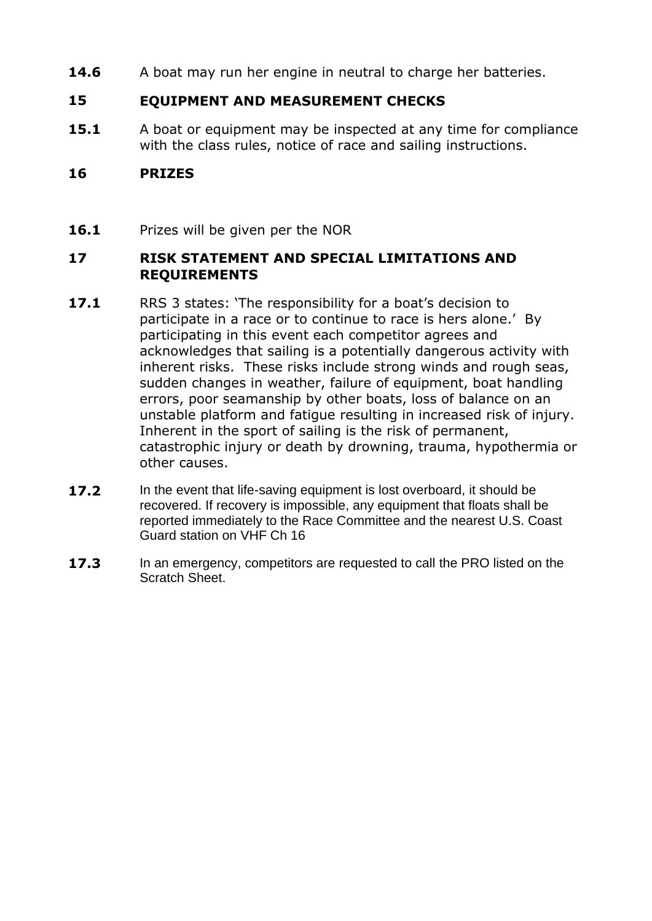**14.6** A boat may run her engine in neutral to charge her batteries.

## 15 EQUIPMENT AND MEASUREMENT CHECKS

**15.1** A boat or equipment may be inspected at any time for compliance with the class rules, notice of race and sailing instructions.

## 16 PRIZES

**16.1** Prizes will be given per the NOR

## 17 RISK STATEMENT AND SPECIAL LIMITATIONS AND REQUIREMENTS

**17.1** RRS 3 states: 'The responsibility for a boat's decision to participate in a race or to continue to race is hers alone.' By participating in this event each competitor agrees and acknowledges that sailing is a potentially dangerous activity with inherent risks. These risks include strong winds and rough seas, sudden changes in weather, failure of equipment, boat handling errors, poor seamanship by other boats, loss of balance on an unstable platform and fatigue resulting in increased risk of injury. Inherent in the sport of sailing is the risk of permanent, catastrophic injury or death by drowning, trauma, hypothermia or other causes.

**17.2** In the event that life-saving equipment is lost overboard, it should be recovered. If recovery is impossible, any equipment that floats shall be reported immediately to the Race Committee and the nearest U.S. Coast Guard station on VHF Ch 16

**17.3** In an emergency, competitors are requested to call the PRO listed on the Scratch Sheet.